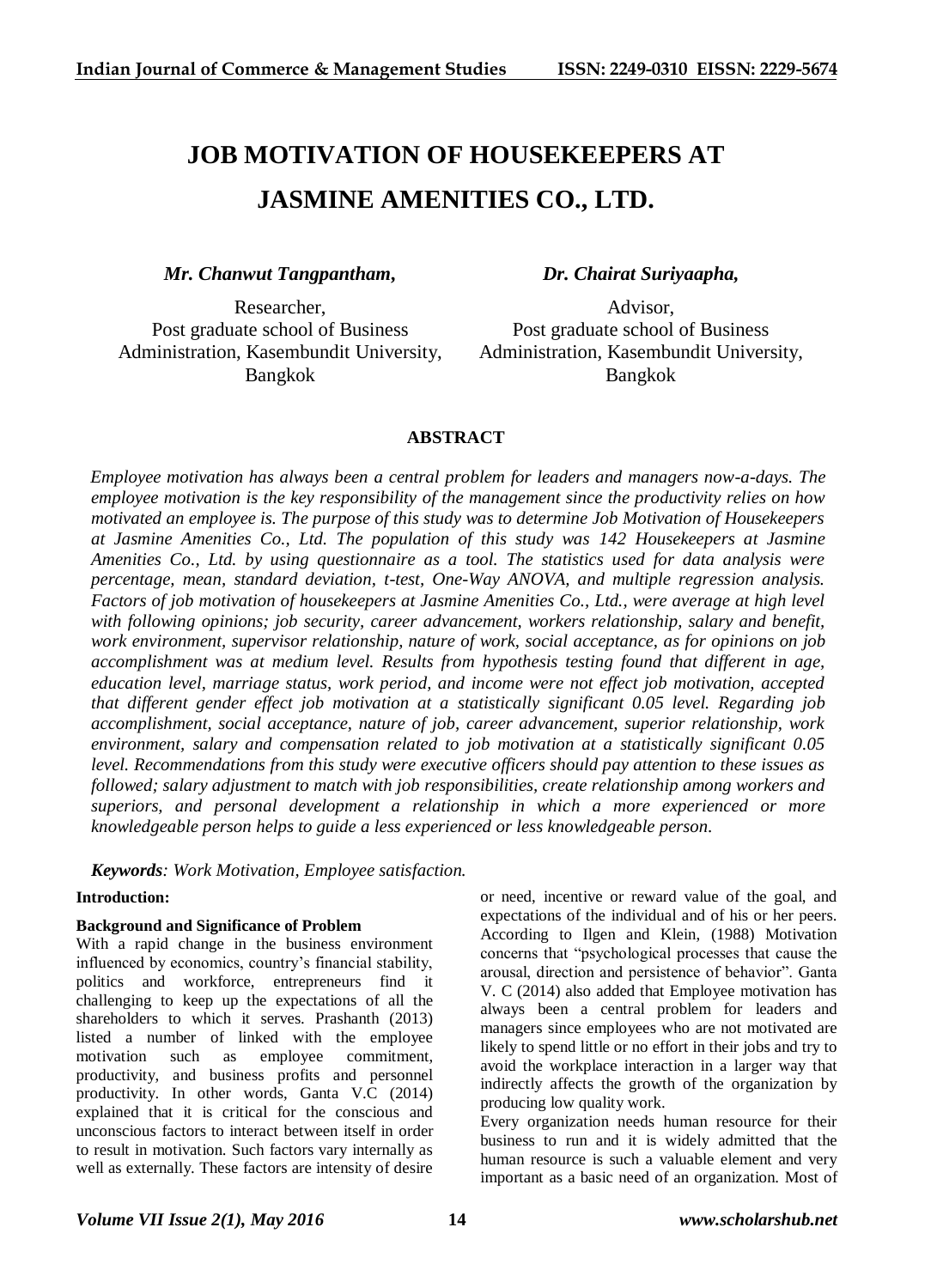# JOB MOTIVATION OF HOUSEKEEPERS AT JASMINE AMENITIES CO., LTD.

***Mr. Chanwut Tangpantham,***

Researcher,
Post graduate school of Business Administration, Kasembundit University, Bangkok

***Dr. Chairat Suriyaapha,***

Advisor,
Post graduate school of Business Administration, Kasembundit University, Bangkok

## ABSTRACT

*Employee motivation has always been a central problem for leaders and managers now-a-days. The employee motivation is the key responsibility of the management since the productivity relies on how motivated an employee is. The purpose of this study was to determine Job Motivation of Housekeepers at Jasmine Amenities Co., Ltd. The population of this study was 142 Housekeepers at Jasmine Amenities Co., Ltd. by using questionnaire as a tool. The statistics used for data analysis were percentage, mean, standard deviation, t-test, One-Way ANOVA, and multiple regression analysis. Factors of job motivation of housekeepers at Jasmine Amenities Co., Ltd., were average at high level with following opinions; job security, career advancement, workers relationship, salary and benefit, work environment, supervisor relationship, nature of work, social acceptance, as for opinions on job accomplishment was at medium level. Results from hypothesis testing found that different in age, education level, marriage status, work period, and income were not effect job motivation, accepted that different gender effect job motivation at a statistically significant 0.05 level. Regarding job accomplishment, social acceptance, nature of job, career advancement, superior relationship, work environment, salary and compensation related to job motivation at a statistically significant 0.05 level. Recommendations from this study were executive officers should pay attention to these issues as followed; salary adjustment to match with job responsibilities, create relationship among workers and superiors, and personal development a relationship in which a more experienced or more knowledgeable person helps to guide a less experienced or less knowledgeable person.*

***Keywords****: Work Motivation, Employee satisfaction.*

**Introduction:**

**Background and Significance of Problem**

With a rapid change in the business environment influenced by economics, country's financial stability, politics and workforce, entrepreneurs find it challenging to keep up the expectations of all the shareholders to which it serves. Prashanth (2013) listed a number of linked with the employee motivation such as employee commitment, productivity, and business profits and personnel productivity. In other words, Ganta V.C (2014) explained that it is critical for the conscious and unconscious factors to interact between itself in order to result in motivation. Such factors vary internally as well as externally. These factors are intensity of desire or need, incentive or reward value of the goal, and expectations of the individual and of his or her peers. According to Ilgen and Klein, (1988) Motivation concerns that "psychological processes that cause the arousal, direction and persistence of behavior". Ganta V. C (2014) also added that Employee motivation has always been a central problem for leaders and managers since employees who are not motivated are likely to spend little or no effort in their jobs and try to avoid the workplace interaction in a larger way that indirectly affects the growth of the organization by producing low quality work.

Every organization needs human resource for their business to run and it is widely admitted that the human resource is such a valuable element and very important as a basic need of an organization. Most of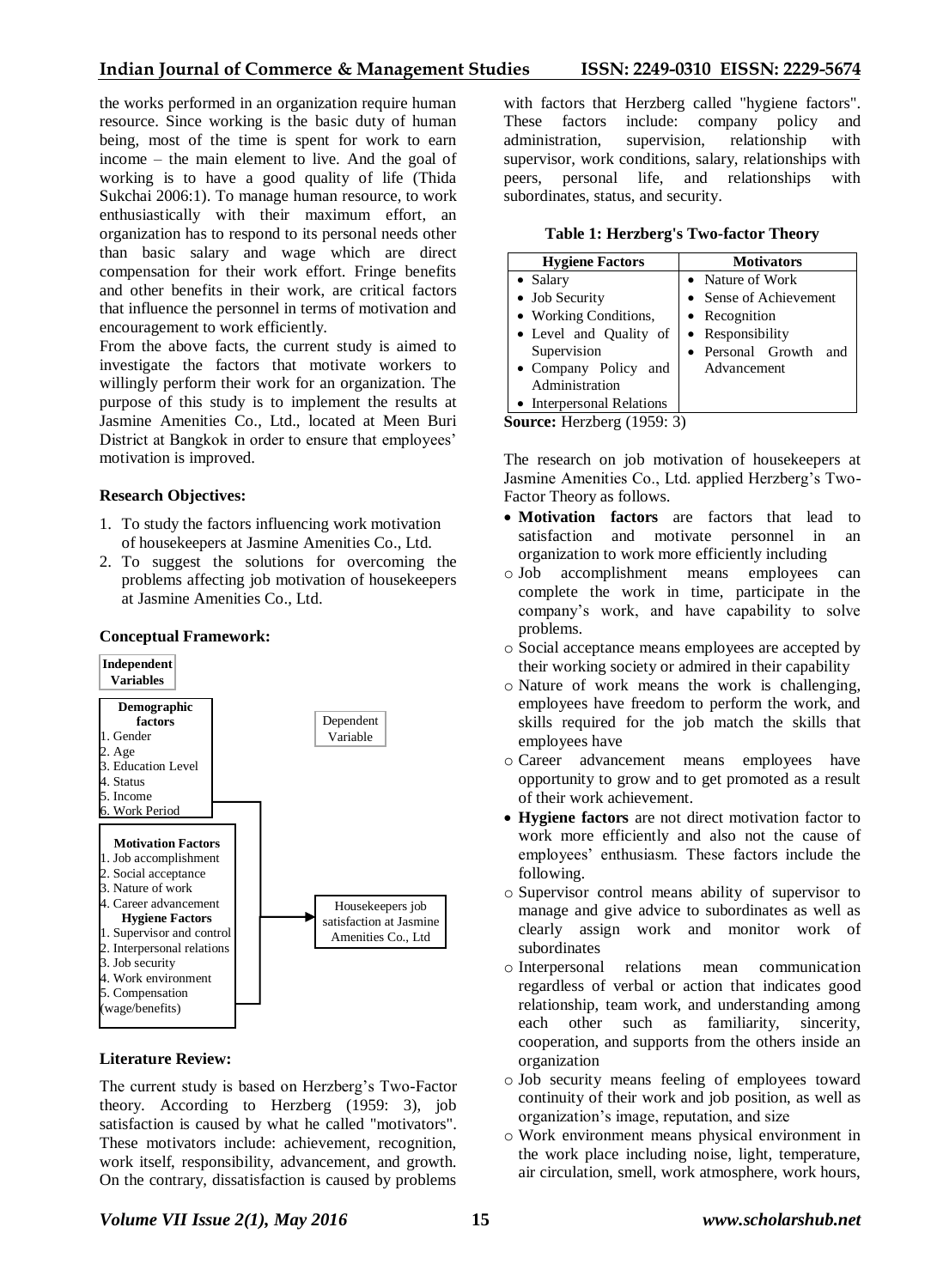the works performed in an organization require human resource. Since working is the basic duty of human being, most of the time is spent for work to earn income – the main element to live. And the goal of working is to have a good quality of life (Thida Sukchai 2006:1). To manage human resource, to work enthusiastically with their maximum effort, an organization has to respond to its personal needs other than basic salary and wage which are direct compensation for their work effort. Fringe benefits and other benefits in their work, are critical factors that influence the personnel in terms of motivation and encouragement to work efficiently.

From the above facts, the current study is aimed to investigate the factors that motivate workers to willingly perform their work for an organization. The purpose of this study is to implement the results at Jasmine Amenities Co., Ltd., located at Meen Buri District at Bangkok in order to ensure that employees' motivation is improved.

**Research Objectives:**

1. To study the factors influencing work motivation of housekeepers at Jasmine Amenities Co., Ltd.
2. To suggest the solutions for overcoming the problems affecting job motivation of housekeepers at Jasmine Amenities Co., Ltd.

**Conceptual Framework:**

**Independent Variables**

**Demographic factors**
1. Gender
2. Age
3. Education Level
4. Status
5. Income
6. Work Period

**Motivation Factors**
1. Job accomplishment
2. Social acceptance
3. Nature of work
4. Career advancement

**Hygiene Factors**
1. Supervisor and control
2. Interpersonal relations
3. Job security
4. Work environment
5. Compensation (wage/benefits)

Dependent Variable

Housekeepers job satisfaction at Jasmine Amenities Co., Ltd

**Literature Review:**

The current study is based on Herzberg's Two-Factor theory. According to Herzberg (1959: 3), job satisfaction is caused by what he called "motivators". These motivators include: achievement, recognition, work itself, responsibility, advancement, and growth. On the contrary, dissatisfaction is caused by problems with factors that Herzberg called "hygiene factors". These factors include: company policy and administration, supervision, relationship with supervisor, work conditions, salary, relationships with peers, personal life, and relationships with subordinates, status, and security.

**Table 1: Herzberg's Two-factor Theory**

| Hygiene Factors | Motivators |
|---|---|
| • Salary<br>• Job Security<br>• Working Conditions,<br>• Level and Quality of Supervision<br>• Company Policy and Administration<br>• Interpersonal Relations | • Nature of Work<br>• Sense of Achievement<br>• Recognition<br>• Responsibility<br>• Personal Growth and Advancement |

**Source:** Herzberg (1959: 3)

The research on job motivation of housekeepers at Jasmine Amenities Co., Ltd. applied Herzberg's Two-Factor Theory as follows.

- **Motivation factors** are factors that lead to satisfaction and motivate personnel in an organization to work more efficiently including
  - Job accomplishment means employees can complete the work in time, participate in the company's work, and have capability to solve problems.
  - Social acceptance means employees are accepted by their working society or admired in their capability
  - Nature of work means the work is challenging, employees have freedom to perform the work, and skills required for the job match the skills that employees have
  - Career advancement means employees have opportunity to grow and to get promoted as a result of their work achievement.
- **Hygiene factors** are not direct motivation factor to work more efficiently and also not the cause of employees' enthusiasm. These factors include the following.
  - Supervisor control means ability of supervisor to manage and give advice to subordinates as well as clearly assign work and monitor work of subordinates
  - Interpersonal relations mean communication regardless of verbal or action that indicates good relationship, team work, and understanding among each other such as familiarity, sincerity, cooperation, and supports from the others inside an organization
  - Job security means feeling of employees toward continuity of their work and job position, as well as organization's image, reputation, and size
  - Work environment means physical environment in the work place including noise, light, temperature, air circulation, smell, work atmosphere, work hours,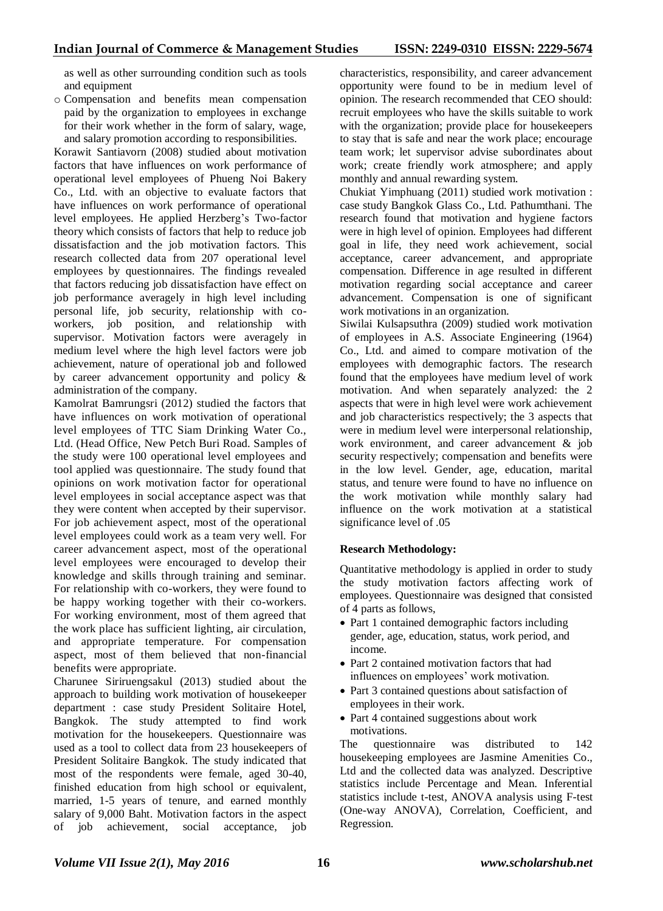as well as other surrounding condition such as tools and equipment

- o Compensation and benefits mean compensation paid by the organization to employees in exchange for their work whether in the form of salary, wage, and salary promotion according to responsibilities.

Korawit Santiavorn (2008) studied about motivation factors that have influences on work performance of operational level employees of Phueng Noi Bakery Co., Ltd. with an objective to evaluate factors that have influences on work performance of operational level employees. He applied Herzberg's Two-factor theory which consists of factors that help to reduce job dissatisfaction and the job motivation factors. This research collected data from 207 operational level employees by questionnaires. The findings revealed that factors reducing job dissatisfaction have effect on job performance averagely in high level including personal life, job security, relationship with co-workers, job position, and relationship with supervisor. Motivation factors were averagely in medium level where the high level factors were job achievement, nature of operational job and followed by career advancement opportunity and policy & administration of the company.

Kamolrat Bamrungsri (2012) studied the factors that have influences on work motivation of operational level employees of TTC Siam Drinking Water Co., Ltd. (Head Office, New Petch Buri Road. Samples of the study were 100 operational level employees and tool applied was questionnaire. The study found that opinions on work motivation factor for operational level employees in social acceptance aspect was that they were content when accepted by their supervisor. For job achievement aspect, most of the operational level employees could work as a team very well. For career advancement aspect, most of the operational level employees were encouraged to develop their knowledge and skills through training and seminar. For relationship with co-workers, they were found to be happy working together with their co-workers. For working environment, most of them agreed that the work place has sufficient lighting, air circulation, and appropriate temperature. For compensation aspect, most of them believed that non-financial benefits were appropriate.

Charunee Siriruengsakul (2013) studied about the approach to building work motivation of housekeeper department : case study President Solitaire Hotel, Bangkok. The study attempted to find work motivation for the housekeepers. Questionnaire was used as a tool to collect data from 23 housekeepers of President Solitaire Bangkok. The study indicated that most of the respondents were female, aged 30-40, finished education from high school or equivalent, married, 1-5 years of tenure, and earned monthly salary of 9,000 Baht. Motivation factors in the aspect of job achievement, social acceptance, job characteristics, responsibility, and career advancement opportunity were found to be in medium level of opinion. The research recommended that CEO should: recruit employees who have the skills suitable to work with the organization; provide place for housekeepers to stay that is safe and near the work place; encourage team work; let supervisor advise subordinates about work; create friendly work atmosphere; and apply monthly and annual rewarding system.

Chukiat Yimphuang (2011) studied work motivation : case study Bangkok Glass Co., Ltd. Pathumthani. The research found that motivation and hygiene factors were in high level of opinion. Employees had different goal in life, they need work achievement, social acceptance, career advancement, and appropriate compensation. Difference in age resulted in different motivation regarding social acceptance and career advancement. Compensation is one of significant work motivations in an organization.

Siwilai Kulsapsuthra (2009) studied work motivation of employees in A.S. Associate Engineering (1964) Co., Ltd. and aimed to compare motivation of the employees with demographic factors. The research found that the employees have medium level of work motivation. And when separately analyzed: the 2 aspects that were in high level were work achievement and job characteristics respectively; the 3 aspects that were in medium level were interpersonal relationship, work environment, and career advancement & job security respectively; compensation and benefits were in the low level. Gender, age, education, marital status, and tenure were found to have no influence on the work motivation while monthly salary had influence on the work motivation at a statistical significance level of .05

**Research Methodology:**

Quantitative methodology is applied in order to study the study motivation factors affecting work of employees. Questionnaire was designed that consisted of 4 parts as follows,

- Part 1 contained demographic factors including gender, age, education, status, work period, and income.
- Part 2 contained motivation factors that had influences on employees' work motivation.
- Part 3 contained questions about satisfaction of employees in their work.
- Part 4 contained suggestions about work motivations.

The questionnaire was distributed to 142 housekeeping employees are Jasmine Amenities Co., Ltd and the collected data was analyzed. Descriptive statistics include Percentage and Mean. Inferential statistics include t-test, ANOVA analysis using F-test (One-way ANOVA), Correlation, Coefficient, and Regression.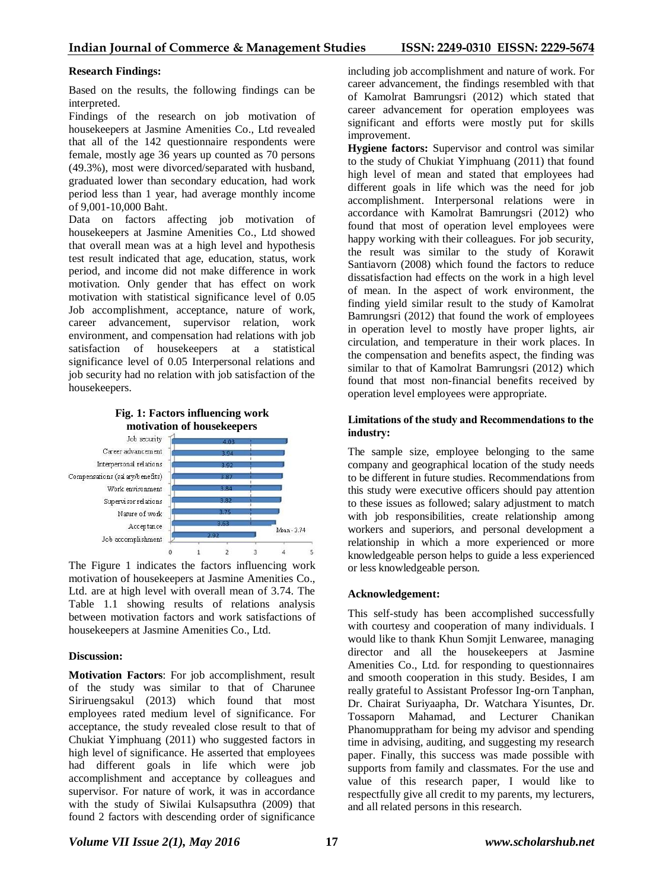**Research Findings:**

Based on the results, the following findings can be interpreted.

Findings of the research on job motivation of housekeepers at Jasmine Amenities Co., Ltd revealed that all of the 142 questionnaire respondents were female, mostly age 36 years up counted as 70 persons (49.3%), most were divorced/separated with husband, graduated lower than secondary education, had work period less than 1 year, had average monthly income of 9,001-10,000 Baht.

Data on factors affecting job motivation of housekeepers at Jasmine Amenities Co., Ltd showed that overall mean was at a high level and hypothesis test result indicated that age, education, status, work period, and income did not make difference in work motivation. Only gender that has effect on work motivation with statistical significance level of 0.05 Job accomplishment, acceptance, nature of work, career advancement, supervisor relation, work environment, and compensation had relations with job satisfaction of housekeepers at a statistical significance level of 0.05 Interpersonal relations and job security had no relation with job satisfaction of the housekeepers.

**Fig. 1: Factors influencing work motivation of housekeepers**

Job security 4.03
Career advancement 3.94
Interpersonal relations 3.92
Compensations (salary/benefits) 3.87
Work environment 3.84
Supervisor relations 3.82
Nature of work 3.75
Acceptance 3.63
Job accomplishment 2.92
Mean - 3.74
0 1 2 3 4 5

The Figure 1 indicates the factors influencing work motivation of housekeepers at Jasmine Amenities Co., Ltd. are at high level with overall mean of 3.74. The Table 1.1 showing results of relations analysis between motivation factors and work satisfactions of housekeepers at Jasmine Amenities Co., Ltd.

**Discussion:**

**Motivation Factors**: For job accomplishment, result of the study was similar to that of Charunee Siriruengsakul (2013) which found that most employees rated medium level of significance. For acceptance, the study revealed close result to that of Chukiat Yimphuang (2011) who suggested factors in high level of significance. He asserted that employees had different goals in life which were job accomplishment and acceptance by colleagues and supervisor. For nature of work, it was in accordance with the study of Siwilai Kulsapsuthra (2009) that found 2 factors with descending order of significance including job accomplishment and nature of work. For career advancement, the findings resembled with that of Kamolrat Bamrungsri (2012) which stated that career advancement for operation employees was significant and efforts were mostly put for skills improvement.

**Hygiene factors:** Supervisor and control was similar to the study of Chukiat Yimphuang (2011) that found high level of mean and stated that employees had different goals in life which was the need for job accomplishment. Interpersonal relations were in accordance with Kamolrat Bamrungsri (2012) who found that most of operation level employees were happy working with their colleagues. For job security, the result was similar to that of Korawit Santiavorn (2008) which found the factors to reduce dissatisfaction had effects on the work in a high level of mean. In the aspect of work environment, the finding yield similar result to that of Kamolrat Bamrungsri (2012) that found the work of employees in operation level to mostly have proper lights, air circulation, and temperature in their work places. In the compensation and benefits aspect, the finding was similar to that of Kamolrat Bamrungsri (2012) which found that most non-financial benefits received by operation level employees were appropriate.

**Limitations of the study and Recommendations to the industry:**

The sample size, employee belonging to the same company and geographical location of the study needs to be different in future studies. Recommendations from this study were executive officers should pay attention to these issues as followed; salary adjustment to match with job responsibilities, create relationship among workers and superiors, and personal development a relationship in which a more experienced or more knowledgeable person helps to guide a less experienced or less knowledgeable person.

**Acknowledgement:**

This self-study has been accomplished successfully with courtesy and cooperation of many individuals. I would like to thank Khun Somjit Lenwaree, managing director and all the housekeepers at Jasmine Amenities Co., Ltd. for responding to questionnaires and smooth cooperation in this study. Besides, I am really grateful to Assistant Professor Ing-orn Tanphan, Dr. Chairat Suriyaapha, Dr. Watchara Yisuntes, Dr. Tossaporn Mahamad, and Lecturer Chanikan Phanomuppratham for being my advisor and spending time in advising, auditing, and suggesting my research paper. Finally, this success was made possible with supports from family and classmates. For the use and value of this research paper, I would like to respectfully give all credit to my parents, my lecturers, and all related persons in this research.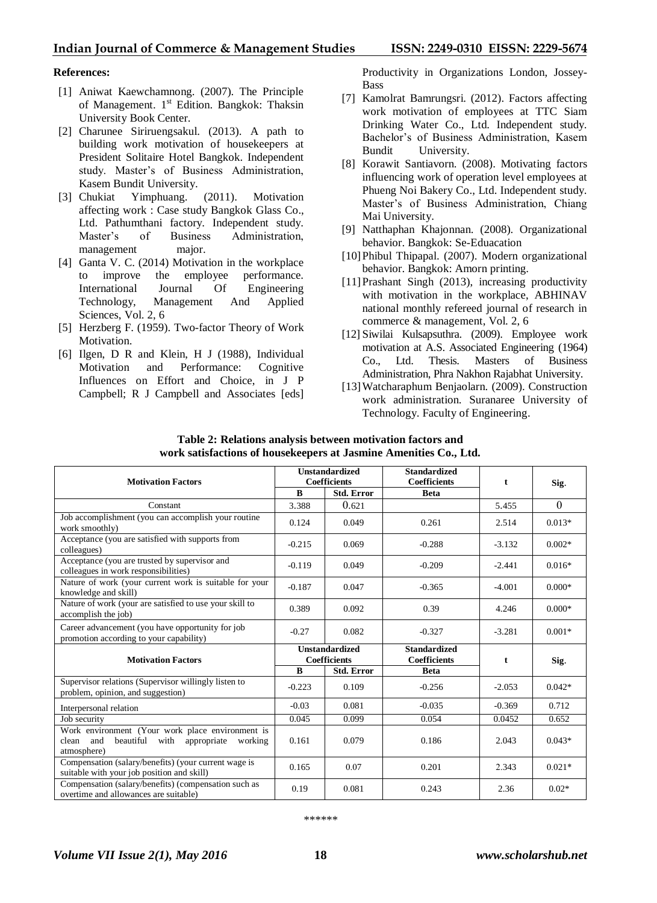**References:**

[1] Aniwat Kaewchamnong. (2007). The Principle of Management. 1st Edition. Bangkok: Thaksin University Book Center.

[2] Charunee Siriruengsakul. (2013). A path to building work motivation of housekeepers at President Solitaire Hotel Bangkok. Independent study. Master's of Business Administration, Kasem Bundit University.

[3] Chukiat Yimphuang. (2011). Motivation affecting work : Case study Bangkok Glass Co., Ltd. Pathumthani factory. Independent study. Master's of Business Administration, management major.

[4] Ganta V. C. (2014) Motivation in the workplace to improve the employee performance. International Journal Of Engineering Technology, Management And Applied Sciences, Vol. 2, 6

[5] Herzberg F. (1959). Two-factor Theory of Work Motivation.

[6] Ilgen, D R and Klein, H J (1988), Individual Motivation and Performance: Cognitive Influences on Effort and Choice, in J P Campbell; R J Campbell and Associates [eds] Productivity in Organizations London, Jossey-Bass

[7] Kamolrat Bamrungsri. (2012). Factors affecting work motivation of employees at TTC Siam Drinking Water Co., Ltd. Independent study. Bachelor's of Business Administration, Kasem Bundit University.

[8] Korawit Santiavorn. (2008). Motivating factors influencing work of operation level employees at Phueng Noi Bakery Co., Ltd. Independent study. Master's of Business Administration, Chiang Mai University.

[9] Natthaphan Khajonnan. (2008). Organizational behavior. Bangkok: Se-Eduacation

[10] Phibul Thipapal. (2007). Modern organizational behavior. Bangkok: Amorn printing.

[11] Prashant Singh (2013), increasing productivity with motivation in the workplace, ABHINAV national monthly refereed journal of research in commerce & management, Vol. 2, 6

[12] Siwilai Kulsapsuthra. (2009). Employee work motivation at A.S. Associated Engineering (1964) Co., Ltd. Thesis. Masters of Business Administration, Phra Nakhon Rajabhat University.

[13] Watcharaphum Benjaolarn. (2009). Construction work administration. Suranaree University of Technology. Faculty of Engineering.

**Table 2: Relations analysis between motivation factors and work satisfactions of housekeepers at Jasmine Amenities Co., Ltd.**

| Motivation Factors | Unstandardized Coefficients | | Standardized Coefficients | t | Sig. |
|---|---|---|---|---|---|
| | B | Std. Error | Beta | | |
| Constant | 3.388 | 0.621 | | 5.455 | 0 |
| Job accomplishment (you can accomplish your routine work smoothly) | 0.124 | 0.049 | 0.261 | 2.514 | 0.013* |
| Acceptance (you are satisfied with supports from colleagues) | -0.215 | 0.069 | -0.288 | -3.132 | 0.002* |
| Acceptance (you are trusted by supervisor and colleagues in work responsibilities) | -0.119 | 0.049 | -0.209 | -2.441 | 0.016* |
| Nature of work (your current work is suitable for your knowledge and skill) | -0.187 | 0.047 | -0.365 | -4.001 | 0.000* |
| Nature of work (your are satisfied to use your skill to accomplish the job) | 0.389 | 0.092 | 0.39 | 4.246 | 0.000* |
| Career advancement (you have opportunity for job promotion according to your capability) | -0.27 | 0.082 | -0.327 | -3.281 | 0.001* |
| **Motivation Factors** | **Unstandardized Coefficients** | | **Standardized Coefficients** | **t** | **Sig.** |
| | **B** | **Std. Error** | **Beta** | | |
| Supervisor relations (Supervisor willingly listen to problem, opinion, and suggestion) | -0.223 | 0.109 | -0.256 | -2.053 | 0.042* |
| Interpersonal relation | -0.03 | 0.081 | -0.035 | -0.369 | 0.712 |
| Job security | 0.045 | 0.099 | 0.054 | 0.0452 | 0.652 |
| Work environment (Your work place environment is clean and beautiful with appropriate working atmosphere) | 0.161 | 0.079 | 0.186 | 2.043 | 0.043* |
| Compensation (salary/benefits) (your current wage is suitable with your job position and skill) | 0.165 | 0.07 | 0.201 | 2.343 | 0.021* |
| Compensation (salary/benefits) (compensation such as overtime and allowances are suitable) | 0.19 | 0.081 | 0.243 | 2.36 | 0.02* |

\*\*\*\*\*\*